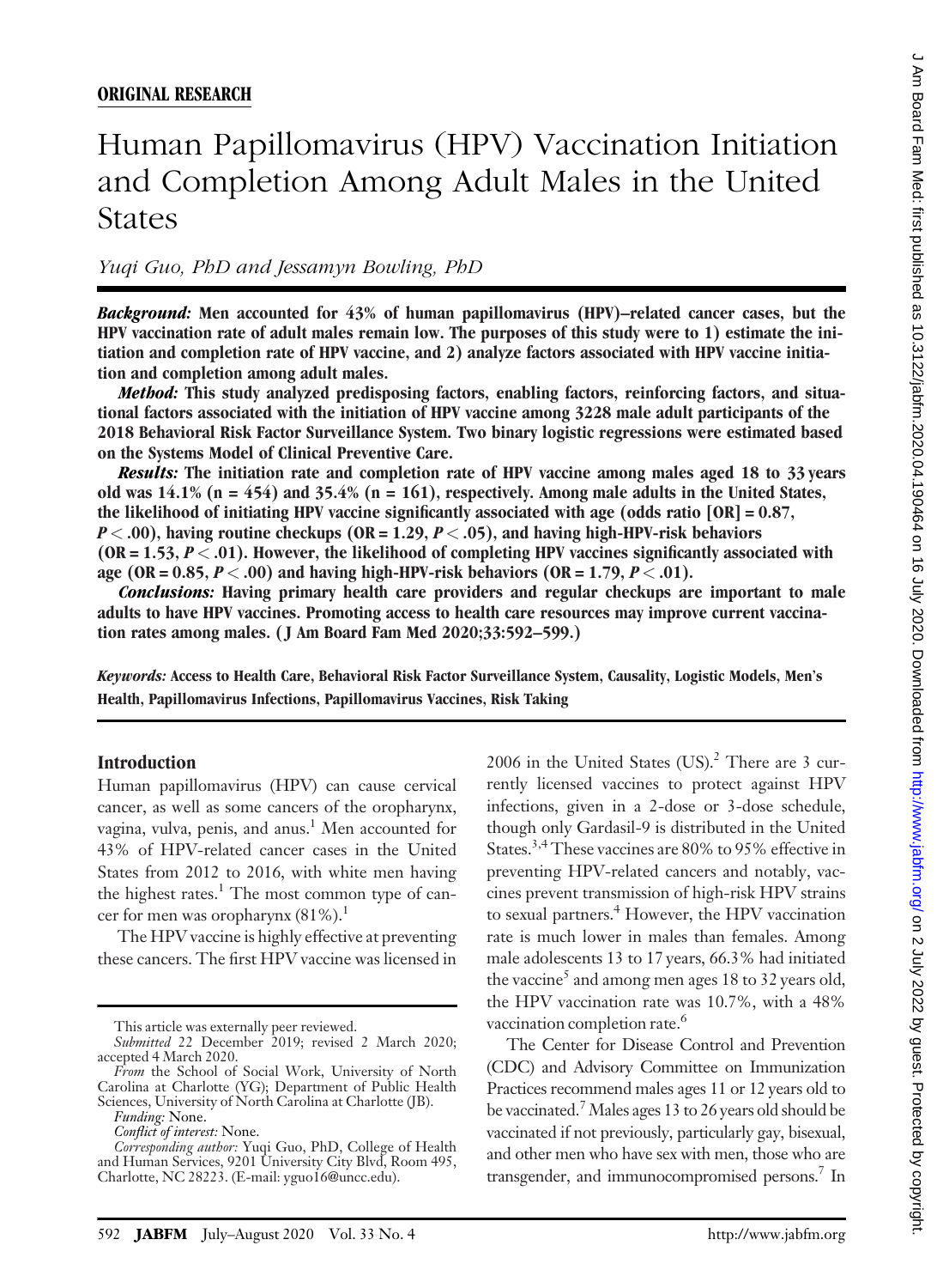**ORIGINAL RESEARCH**

# Human Papillomavirus (HPV) Vaccination Initiation and Completion Among Adult Males in the United States

*Yuqi Guo, PhD and Jessamyn Bowling, PhD*

***Background:*** **Men accounted for 43% of human papillomavirus (HPV)–related cancer cases, but the HPV vaccination rate of adult males remain low. The purposes of this study were to 1) estimate the initiation and completion rate of HPV vaccine, and 2) analyze factors associated with HPV vaccine initiation and completion among adult males.**

***Method:*** **This study analyzed predisposing factors, enabling factors, reinforcing factors, and situational factors associated with the initiation of HPV vaccine among 3228 male adult participants of the 2018 Behavioral Risk Factor Surveillance System. Two binary logistic regressions were estimated based on the Systems Model of Clinical Preventive Care.**

***Results:*** **The initiation rate and completion rate of HPV vaccine among males aged 18 to 33 years old was 14.1% (n = 454) and 35.4% (n = 161), respectively. Among male adults in the United States, the likelihood of initiating HPV vaccine significantly associated with age (odds ratio [OR] = 0.87, $P < .00$), having routine checkups (OR = 1.29, $P < .05$), and having high-HPV-risk behaviors (OR = 1.53, $P < .01$). However, the likelihood of completing HPV vaccines significantly associated with age (OR = 0.85, $P < .00$) and having high-HPV-risk behaviors (OR = 1.79, $P < .01$).**

***Conclusions:*** **Having primary health care providers and regular checkups are important to male adults to have HPV vaccines. Promoting access to health care resources may improve current vaccination rates among males. ( J Am Board Fam Med 2020;33:592–599.)**

***Keywords:*** **Access to Health Care, Behavioral Risk Factor Surveillance System, Causality, Logistic Models, Men's Health, Papillomavirus Infections, Papillomavirus Vaccines, Risk Taking**

## Introduction

Human papillomavirus (HPV) can cause cervical cancer, as well as some cancers of the oropharynx, vagina, vulva, penis, and anus.[1] Men accounted for 43% of HPV-related cancer cases in the United States from 2012 to 2016, with white men having the highest rates.[1] The most common type of cancer for men was oropharynx (81%).[1]

The HPV vaccine is highly effective at preventing these cancers. The first HPV vaccine was licensed in 2006 in the United States (US).[2] There are 3 currently licensed vaccines to protect against HPV infections, given in a 2-dose or 3-dose schedule, though only Gardasil-9 is distributed in the United States.[3,4] These vaccines are 80% to 95% effective in preventing HPV-related cancers and notably, vaccines prevent transmission of high-risk HPV strains to sexual partners.[4] However, the HPV vaccination rate is much lower in males than females. Among male adolescents 13 to 17 years, 66.3% had initiated the vaccine[5] and among men ages 18 to 32 years old, the HPV vaccination rate was 10.7%, with a 48% vaccination completion rate.[6]

The Center for Disease Control and Prevention (CDC) and Advisory Committee on Immunization Practices recommend males ages 11 or 12 years old to be vaccinated.[7] Males ages 13 to 26 years old should be vaccinated if not previously, particularly gay, bisexual, and other men who have sex with men, those who are transgender, and immunocompromised persons.[7] In

This article was externally peer reviewed.
*Submitted* 22 December 2019; revised 2 March 2020; accepted 4 March 2020.
*From* the School of Social Work, University of North Carolina at Charlotte (YG); Department of Public Health Sciences, University of North Carolina at Charlotte (JB).
*Funding:* None.
*Conflict of interest:* None.
*Corresponding author:* Yuqi Guo, PhD, College of Health and Human Services, 9201 University City Blvd, Room 495, Charlotte, NC 28223. (E-mail: yguo16@uncc.edu).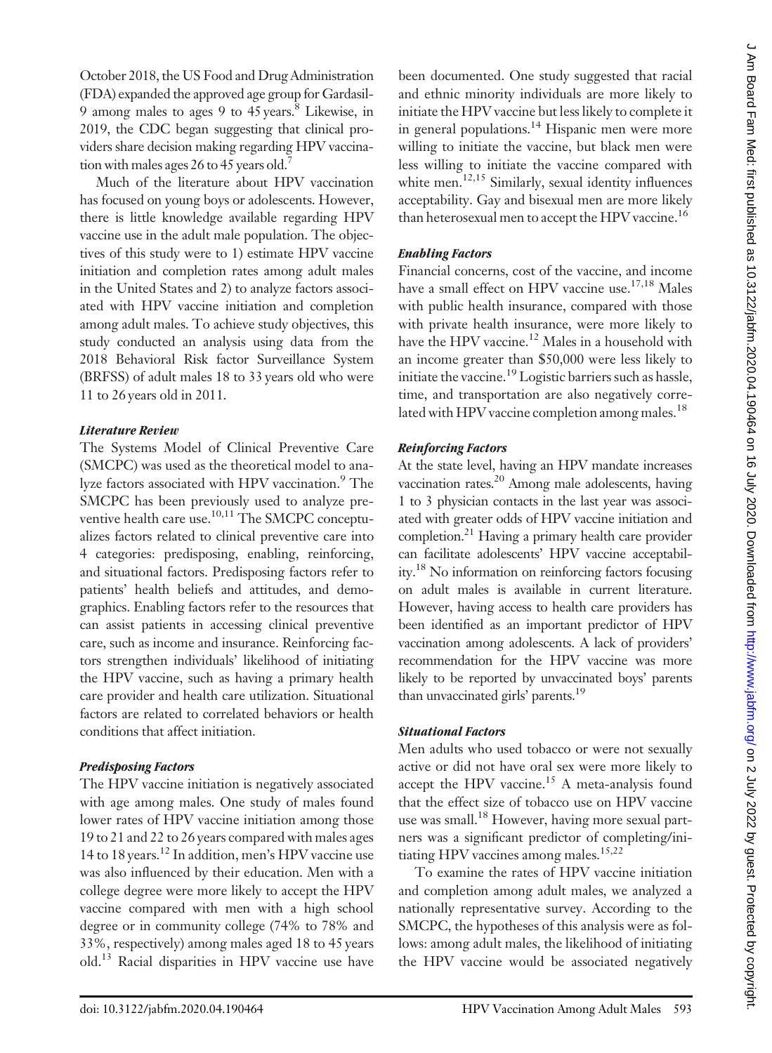October 2018, the US Food and Drug Administration (FDA) expanded the approved age group for Gardasil-9 among males to ages 9 to 45 years.[8] Likewise, in 2019, the CDC began suggesting that clinical providers share decision making regarding HPV vaccination with males ages 26 to 45 years old.[7]

Much of the literature about HPV vaccination has focused on young boys or adolescents. However, there is little knowledge available regarding HPV vaccine use in the adult male population. The objectives of this study were to 1) estimate HPV vaccine initiation and completion rates among adult males in the United States and 2) to analyze factors associated with HPV vaccine initiation and completion among adult males. To achieve study objectives, this study conducted an analysis using data from the 2018 Behavioral Risk factor Surveillance System (BRFSS) of adult males 18 to 33 years old who were 11 to 26 years old in 2011.

### *Literature Review*

The Systems Model of Clinical Preventive Care (SMCPC) was used as the theoretical model to analyze factors associated with HPV vaccination.[9] The SMCPC has been previously used to analyze preventive health care use.[10,11] The SMCPC conceptualizes factors related to clinical preventive care into 4 categories: predisposing, enabling, reinforcing, and situational factors. Predisposing factors refer to patients' health beliefs and attitudes, and demographics. Enabling factors refer to the resources that can assist patients in accessing clinical preventive care, such as income and insurance. Reinforcing factors strengthen individuals' likelihood of initiating the HPV vaccine, such as having a primary health care provider and health care utilization. Situational factors are related to correlated behaviors or health conditions that affect initiation.

### *Predisposing Factors*

The HPV vaccine initiation is negatively associated with age among males. One study of males found lower rates of HPV vaccine initiation among those 19 to 21 and 22 to 26 years compared with males ages 14 to 18 years.[12] In addition, men's HPV vaccine use was also influenced by their education. Men with a college degree were more likely to accept the HPV vaccine compared with men with a high school degree or in community college (74% to 78% and 33%, respectively) among males aged 18 to 45 years old.[13] Racial disparities in HPV vaccine use have been documented. One study suggested that racial and ethnic minority individuals are more likely to initiate the HPV vaccine but less likely to complete it in general populations.[14] Hispanic men were more willing to initiate the vaccine, but black men were less willing to initiate the vaccine compared with white men.[12,15] Similarly, sexual identity influences acceptability. Gay and bisexual men are more likely than heterosexual men to accept the HPV vaccine.[16]

### *Enabling Factors*

Financial concerns, cost of the vaccine, and income have a small effect on HPV vaccine use.[17,18] Males with public health insurance, compared with those with private health insurance, were more likely to have the HPV vaccine.[12] Males in a household with an income greater than $50,000 were less likely to initiate the vaccine.[19] Logistic barriers such as hassle, time, and transportation are also negatively correlated with HPV vaccine completion among males.[18]

### *Reinforcing Factors*

At the state level, having an HPV mandate increases vaccination rates.[20] Among male adolescents, having 1 to 3 physician contacts in the last year was associated with greater odds of HPV vaccine initiation and completion.[21] Having a primary health care provider can facilitate adolescents' HPV vaccine acceptability.[18] No information on reinforcing factors focusing on adult males is available in current literature. However, having access to health care providers has been identified as an important predictor of HPV vaccination among adolescents. A lack of providers' recommendation for the HPV vaccine was more likely to be reported by unvaccinated boys' parents than unvaccinated girls' parents.[19]

### *Situational Factors*

Men adults who used tobacco or were not sexually active or did not have oral sex were more likely to accept the HPV vaccine.[15] A meta-analysis found that the effect size of tobacco use on HPV vaccine use was small.[18] However, having more sexual partners was a significant predictor of completing/initiating HPV vaccines among males.[15,22]

To examine the rates of HPV vaccine initiation and completion among adult males, we analyzed a nationally representative survey. According to the SMCPC, the hypotheses of this analysis were as follows: among adult males, the likelihood of initiating the HPV vaccine would be associated negatively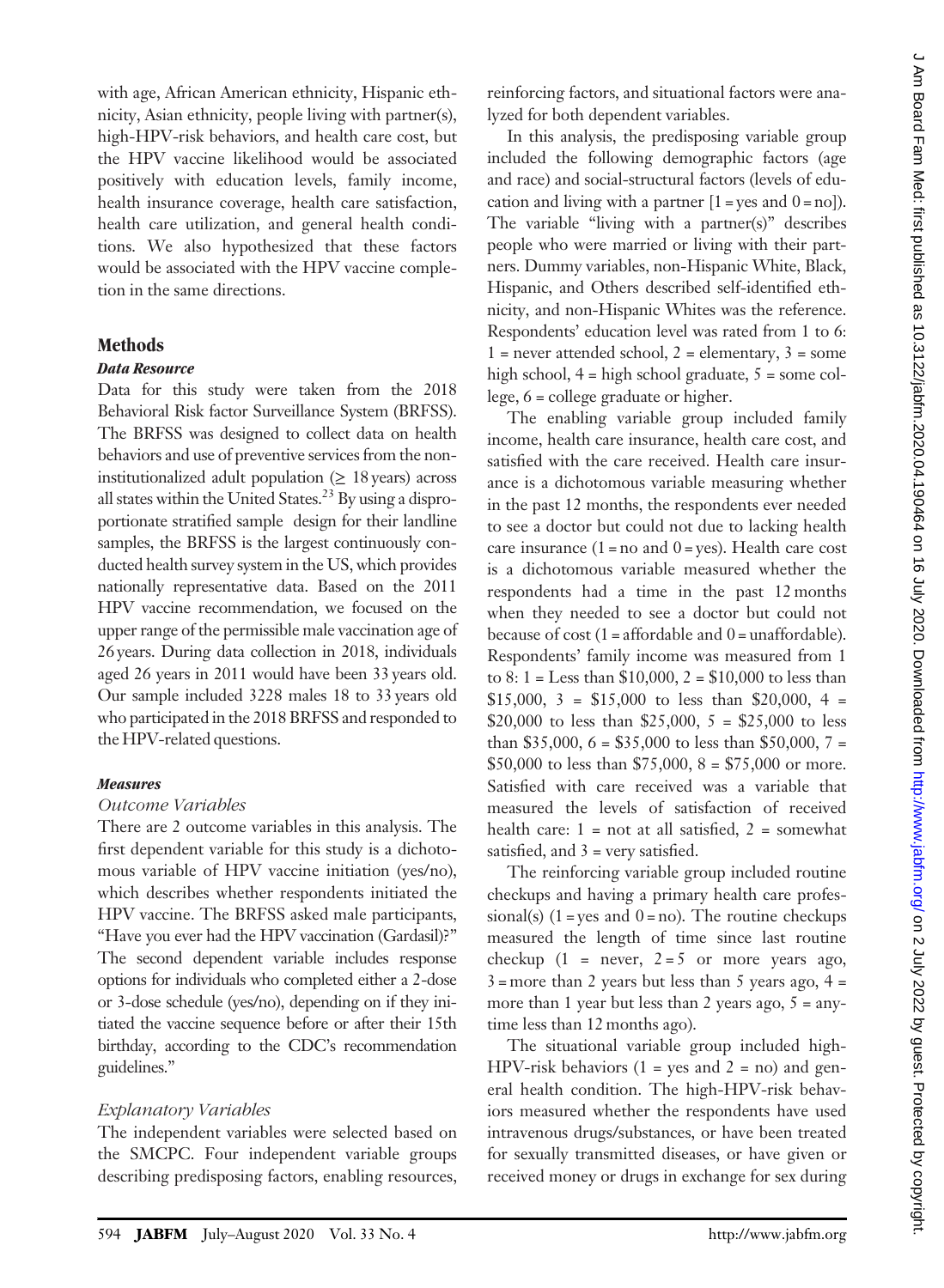with age, African American ethnicity, Hispanic ethnicity, Asian ethnicity, people living with partner(s), high-HPV-risk behaviors, and health care cost, but the HPV vaccine likelihood would be associated positively with education levels, family income, health insurance coverage, health care satisfaction, health care utilization, and general health conditions. We also hypothesized that these factors would be associated with the HPV vaccine completion in the same directions.

## Methods

### *Data Resource*

Data for this study were taken from the 2018 Behavioral Risk factor Surveillance System (BRFSS). The BRFSS was designed to collect data on health behaviors and use of preventive services from the noninstitutionalized adult population (≥ 18 years) across all states within the United States.[23] By using a disproportionate stratified sample design for their landline samples, the BRFSS is the largest continuously conducted health survey system in the US, which provides nationally representative data. Based on the 2011 HPV vaccine recommendation, we focused on the upper range of the permissible male vaccination age of 26 years. During data collection in 2018, individuals aged 26 years in 2011 would have been 33 years old. Our sample included 3228 males 18 to 33 years old who participated in the 2018 BRFSS and responded to the HPV-related questions.

### *Measures*

#### *Outcome Variables*

There are 2 outcome variables in this analysis. The first dependent variable for this study is a dichotomous variable of HPV vaccine initiation (yes/no), which describes whether respondents initiated the HPV vaccine. The BRFSS asked male participants, "Have you ever had the HPV vaccination (Gardasil)?" The second dependent variable includes response options for individuals who completed either a 2-dose or 3-dose schedule (yes/no), depending on if they initiated the vaccine sequence before or after their 15th birthday, according to the CDC's recommendation guidelines."

#### *Explanatory Variables*

The independent variables were selected based on the SMCPC. Four independent variable groups describing predisposing factors, enabling resources, reinforcing factors, and situational factors were analyzed for both dependent variables.

In this analysis, the predisposing variable group included the following demographic factors (age and race) and social-structural factors (levels of education and living with a partner [1 = yes and 0 = no]). The variable "living with a partner(s)" describes people who were married or living with their partners. Dummy variables, non-Hispanic White, Black, Hispanic, and Others described self-identified ethnicity, and non-Hispanic Whites was the reference. Respondents' education level was rated from 1 to 6: 1 = never attended school, 2 = elementary, 3 = some high school, 4 = high school graduate, 5 = some college, 6 = college graduate or higher.

The enabling variable group included family income, health care insurance, health care cost, and satisfied with the care received. Health care insurance is a dichotomous variable measuring whether in the past 12 months, the respondents ever needed to see a doctor but could not due to lacking health care insurance (1 = no and 0 = yes). Health care cost is a dichotomous variable measured whether the respondents had a time in the past 12 months when they needed to see a doctor but could not because of cost (1 = affordable and 0 = unaffordable). Respondents' family income was measured from 1 to 8: 1 = Less than $10,000, 2 = $10,000 to less than $15,000, 3 = $15,000 to less than $20,000, 4 = $20,000 to less than $25,000, 5 = $25,000 to less than $35,000, 6 = $35,000 to less than $50,000, 7 = $50,000 to less than $75,000, 8 = $75,000 or more. Satisfied with care received was a variable that measured the levels of satisfaction of received health care: 1 = not at all satisfied, 2 = somewhat satisfied, and 3 = very satisfied.

The reinforcing variable group included routine checkups and having a primary health care professional(s) (1 = yes and 0 = no). The routine checkups measured the length of time since last routine checkup (1 = never, 2 = 5 or more years ago, 3 = more than 2 years but less than 5 years ago, 4 = more than 1 year but less than 2 years ago, 5 = anytime less than 12 months ago).

The situational variable group included high-HPV-risk behaviors (1 = yes and 2 = no) and general health condition. The high-HPV-risk behaviors measured whether the respondents have used intravenous drugs/substances, or have been treated for sexually transmitted diseases, or have given or received money or drugs in exchange for sex during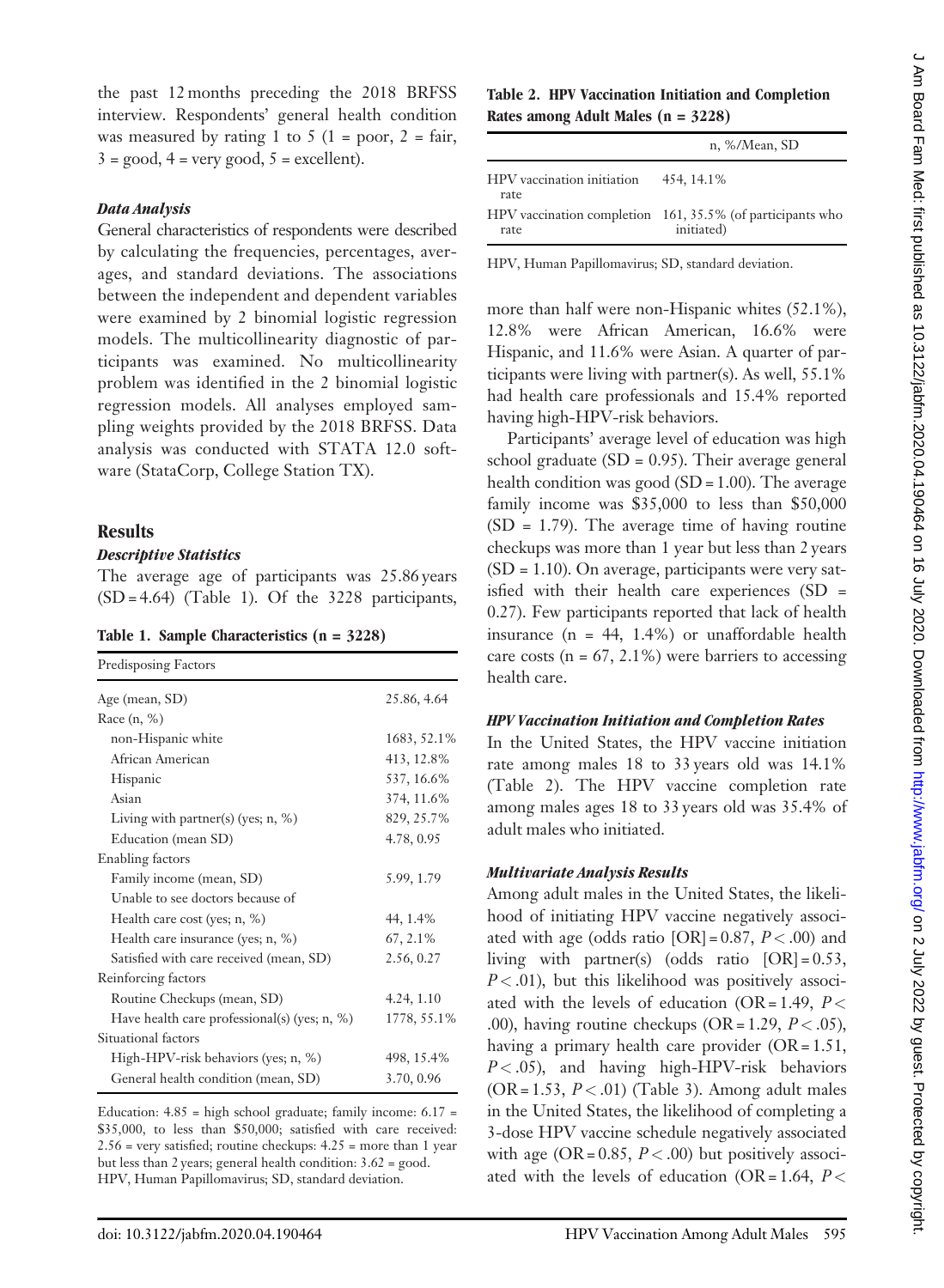the past 12 months preceding the 2018 BRFSS interview. Respondents' general health condition was measured by rating 1 to 5 (1 = poor, 2 = fair, 3 = good, 4 = very good, 5 = excellent).

### *Data Analysis*

General characteristics of respondents were described by calculating the frequencies, percentages, averages, and standard deviations. The associations between the independent and dependent variables were examined by 2 binomial logistic regression models. The multicollinearity diagnostic of participants was examined. No multicollinearity problem was identified in the 2 binomial logistic regression models. All analyses employed sampling weights provided by the 2018 BRFSS. Data analysis was conducted with STATA 12.0 software (StataCorp, College Station TX).

## Results

### *Descriptive Statistics*

The average age of participants was 25.86 years (SD = 4.64) (Table 1). Of the 3228 participants, more than half were non-Hispanic whites (52.1%), 12.8% were African American, 16.6% were Hispanic, and 11.6% were Asian. A quarter of participants were living with partner(s). As well, 55.1% had health care professionals and 15.4% reported having high-HPV-risk behaviors.

**Table 1. Sample Characteristics (n = 3228)**

| Predisposing Factors | |
|---|---|
| Age (mean, SD) | 25.86, 4.64 |
| Race (n, %) | |
| non-Hispanic white | 1683, 52.1% |
| African American | 413, 12.8% |
| Hispanic | 537, 16.6% |
| Asian | 374, 11.6% |
| Living with partner(s) (yes; n, %) | 829, 25.7% |
| Education (mean SD) | 4.78, 0.95 |
| Enabling factors | |
| Family income (mean, SD) | 5.99, 1.79 |
| Unable to see doctors because of | |
| Health care cost (yes; n, %) | 44, 1.4% |
| Health care insurance (yes; n, %) | 67, 2.1% |
| Satisfied with care received (mean, SD) | 2.56, 0.27 |
| Reinforcing factors | |
| Routine Checkups (mean, SD) | 4.24, 1.10 |
| Have health care professional(s) (yes; n, %) | 1778, 55.1% |
| Situational factors | |
| High-HPV-risk behaviors (yes; n, %) | 498, 15.4% |
| General health condition (mean, SD) | 3.70, 0.96 |

Education: 4.85 = high school graduate; family income: 6.17 = $35,000, to less than $50,000; satisfied with care received: 2.56 = very satisfied; routine checkups: 4.25 = more than 1 year but less than 2 years; general health condition: 3.62 = good.
HPV, Human Papillomavirus; SD, standard deviation.

Participants' average level of education was high school graduate (SD = 0.95). Their average general health condition was good (SD = 1.00). The average family income was $35,000 to less than $50,000 (SD = 1.79). The average time of having routine checkups was more than 1 year but less than 2 years (SD = 1.10). On average, participants were very satisfied with their health care experiences (SD = 0.27). Few participants reported that lack of health insurance (n = 44, 1.4%) or unaffordable health care costs (n = 67, 2.1%) were barriers to accessing health care.

**Table 2. HPV Vaccination Initiation and Completion Rates among Adult Males (n = 3228)**

| | n, %/Mean, SD |
|---|---|
| HPV vaccination initiation rate | 454, 14.1% |
| HPV vaccination completion rate | 161, 35.5% (of participants who initiated) |

HPV, Human Papillomavirus; SD, standard deviation.

### *HPV Vaccination Initiation and Completion Rates*

In the United States, the HPV vaccine initiation rate among males 18 to 33 years old was 14.1% (Table 2). The HPV vaccine completion rate among males ages 18 to 33 years old was 35.4% of adult males who initiated.

### *Multivariate Analysis Results*

Among adult males in the United States, the likelihood of initiating HPV vaccine negatively associated with age (odds ratio [OR] = 0.87, $P < .00$) and living with partner(s) (odds ratio [OR] = 0.53, $P < .01$), but this likelihood was positively associated with the levels of education (OR = 1.49, $P < .00$), having routine checkups (OR = 1.29, $P < .05$), having a primary health care provider (OR = 1.51, $P < .05$), and having high-HPV-risk behaviors (OR = 1.53, $P < .01$) (Table 3). Among adult males in the United States, the likelihood of completing a 3-dose HPV vaccine schedule negatively associated with age (OR = 0.85, $P < .00$) but positively associated with the levels of education (OR = 1.64, $P <$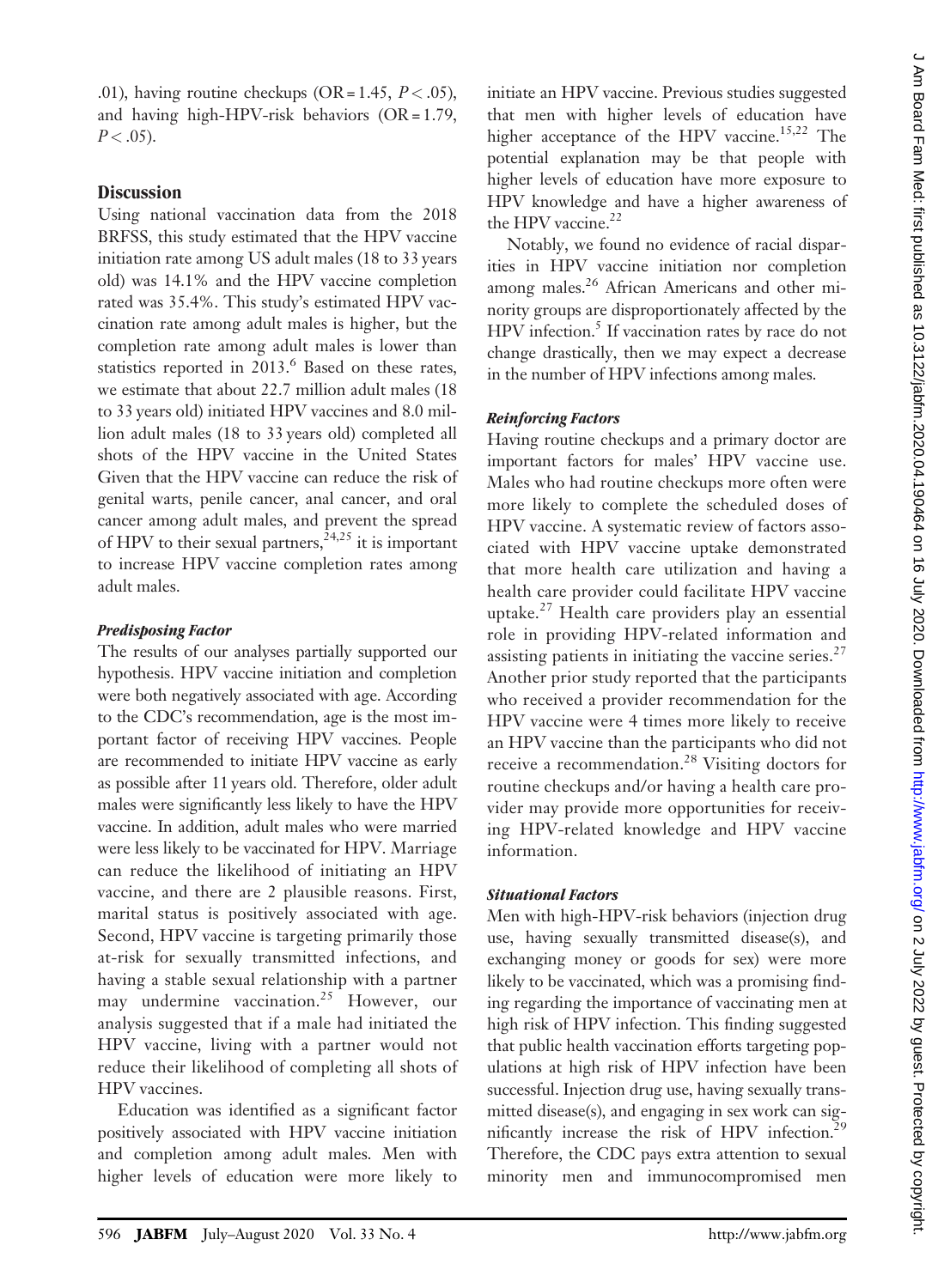.01), having routine checkups (OR = 1.45, $P < .05$), and having high-HPV-risk behaviors (OR = 1.79, $P < .05$).

## Discussion

Using national vaccination data from the 2018 BRFSS, this study estimated that the HPV vaccine initiation rate among US adult males (18 to 33 years old) was 14.1% and the HPV vaccine completion rated was 35.4%. This study's estimated HPV vaccination rate among adult males is higher, but the completion rate among adult males is lower than statistics reported in 2013.[6] Based on these rates, we estimate that about 22.7 million adult males (18 to 33 years old) initiated HPV vaccines and 8.0 million adult males (18 to 33 years old) completed all shots of the HPV vaccine in the United States Given that the HPV vaccine can reduce the risk of genital warts, penile cancer, anal cancer, and oral cancer among adult males, and prevent the spread of HPV to their sexual partners,[24,25] it is important to increase HPV vaccine completion rates among adult males.

### *Predisposing Factor*

The results of our analyses partially supported our hypothesis. HPV vaccine initiation and completion were both negatively associated with age. According to the CDC's recommendation, age is the most important factor of receiving HPV vaccines. People are recommended to initiate HPV vaccine as early as possible after 11 years old. Therefore, older adult males were significantly less likely to have the HPV vaccine. In addition, adult males who were married were less likely to be vaccinated for HPV. Marriage can reduce the likelihood of initiating an HPV vaccine, and there are 2 plausible reasons. First, marital status is positively associated with age. Second, HPV vaccine is targeting primarily those at-risk for sexually transmitted infections, and having a stable sexual relationship with a partner may undermine vaccination.[25] However, our analysis suggested that if a male had initiated the HPV vaccine, living with a partner would not reduce their likelihood of completing all shots of HPV vaccines.

Education was identified as a significant factor positively associated with HPV vaccine initiation and completion among adult males. Men with higher levels of education were more likely to initiate an HPV vaccine. Previous studies suggested that men with higher levels of education have higher acceptance of the HPV vaccine.[15,22] The potential explanation may be that people with higher levels of education have more exposure to HPV knowledge and have a higher awareness of the HPV vaccine.[22]

Notably, we found no evidence of racial disparities in HPV vaccine initiation nor completion among males.[26] African Americans and other minority groups are disproportionately affected by the HPV infection.[5] If vaccination rates by race do not change drastically, then we may expect a decrease in the number of HPV infections among males.

### *Reinforcing Factors*

Having routine checkups and a primary doctor are important factors for males' HPV vaccine use. Males who had routine checkups more often were more likely to complete the scheduled doses of HPV vaccine. A systematic review of factors associated with HPV vaccine uptake demonstrated that more health care utilization and having a health care provider could facilitate HPV vaccine uptake.[27] Health care providers play an essential role in providing HPV-related information and assisting patients in initiating the vaccine series.[27] Another prior study reported that the participants who received a provider recommendation for the HPV vaccine were 4 times more likely to receive an HPV vaccine than the participants who did not receive a recommendation.[28] Visiting doctors for routine checkups and/or having a health care provider may provide more opportunities for receiving HPV-related knowledge and HPV vaccine information.

### *Situational Factors*

Men with high-HPV-risk behaviors (injection drug use, having sexually transmitted disease(s), and exchanging money or goods for sex) were more likely to be vaccinated, which was a promising finding regarding the importance of vaccinating men at high risk of HPV infection. This finding suggested that public health vaccination efforts targeting populations at high risk of HPV infection have been successful. Injection drug use, having sexually transmitted disease(s), and engaging in sex work can significantly increase the risk of HPV infection.[29] Therefore, the CDC pays extra attention to sexual minority men and immunocompromised men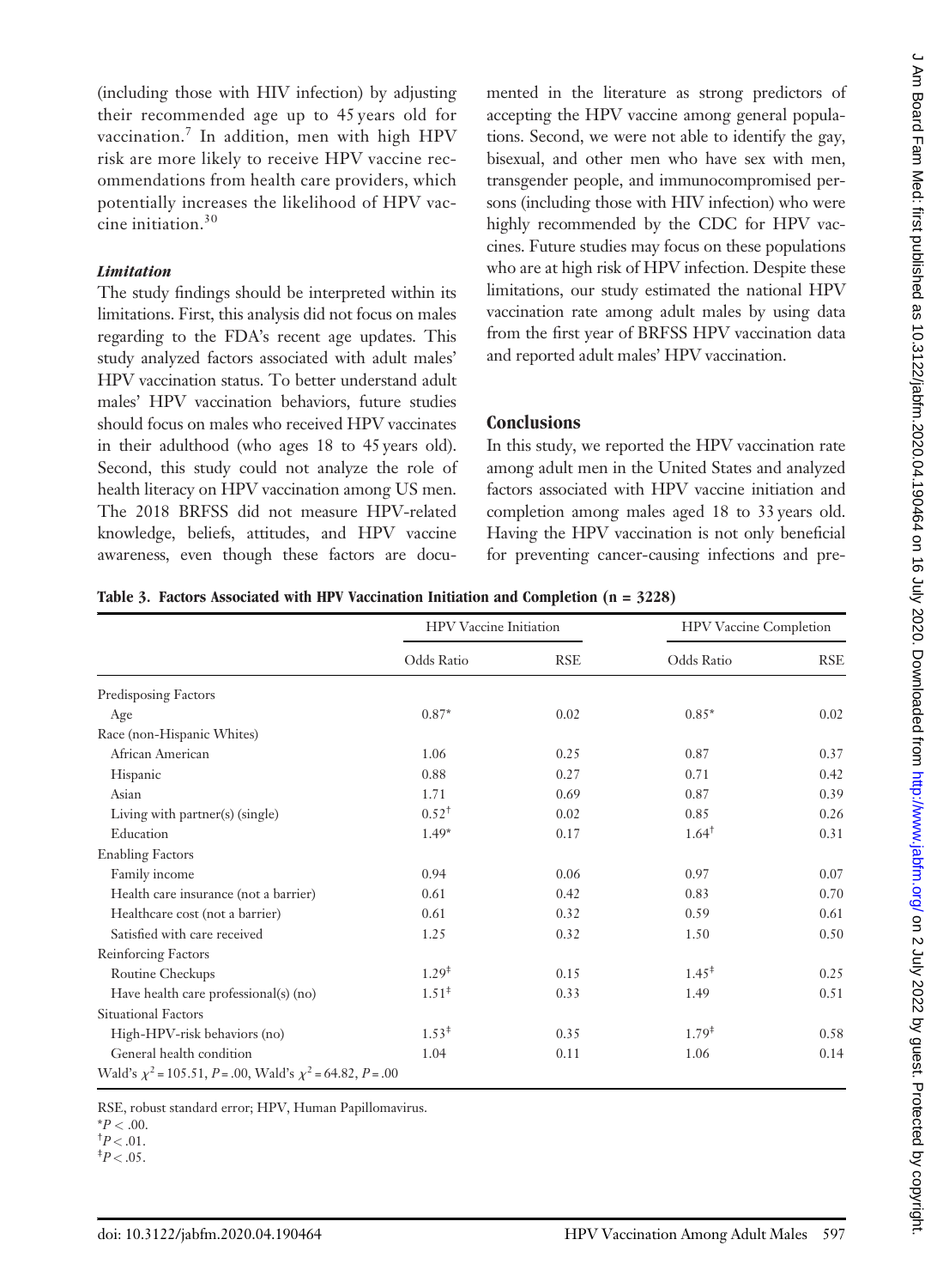(including those with HIV infection) by adjusting their recommended age up to 45 years old for vaccination.[7] In addition, men with high HPV risk are more likely to receive HPV vaccine recommendations from health care providers, which potentially increases the likelihood of HPV vaccine initiation.[30]

### *Limitation*

The study findings should be interpreted within its limitations. First, this analysis did not focus on males regarding to the FDA's recent age updates. This study analyzed factors associated with adult males' HPV vaccination status. To better understand adult males' HPV vaccination behaviors, future studies should focus on males who received HPV vaccinates in their adulthood (who ages 18 to 45 years old). Second, this study could not analyze the role of health literacy on HPV vaccination among US men. The 2018 BRFSS did not measure HPV-related knowledge, beliefs, attitudes, and HPV vaccine awareness, even though these factors are documented in the literature as strong predictors of accepting the HPV vaccine among general populations. Second, we were not able to identify the gay, bisexual, and other men who have sex with men, transgender people, and immunocompromised persons (including those with HIV infection) who were highly recommended by the CDC for HPV vaccines. Future studies may focus on these populations who are at high risk of HPV infection. Despite these limitations, our study estimated the national HPV vaccination rate among adult males by using data from the first year of BRFSS HPV vaccination data and reported adult males' HPV vaccination.

## Conclusions

In this study, we reported the HPV vaccination rate among adult men in the United States and analyzed factors associated with HPV vaccine initiation and completion among males aged 18 to 33 years old. Having the HPV vaccination is not only beneficial for preventing cancer-causing infections and pre-

**Table 3. Factors Associated with HPV Vaccination Initiation and Completion (n = 3228)**

| | HPV Vaccine Initiation | | HPV Vaccine Completion | |
|---|---|---|---|---|
| | Odds Ratio | RSE | Odds Ratio | RSE |
| Predisposing Factors | | | | |
| Age | 0.87* | 0.02 | 0.85* | 0.02 |
| Race (non-Hispanic Whites) | | | | |
| African American | 1.06 | 0.25 | 0.87 | 0.37 |
| Hispanic | 0.88 | 0.27 | 0.71 | 0.42 |
| Asian | 1.71 | 0.69 | 0.87 | 0.39 |
| Living with partner(s) (single) | 0.52† | 0.02 | 0.85 | 0.26 |
| Education | 1.49* | 0.17 | 1.64† | 0.31 |
| Enabling Factors | | | | |
| Family income | 0.94 | 0.06 | 0.97 | 0.07 |
| Health care insurance (not a barrier) | 0.61 | 0.42 | 0.83 | 0.70 |
| Healthcare cost (not a barrier) | 0.61 | 0.32 | 0.59 | 0.61 |
| Satisfied with care received | 1.25 | 0.32 | 1.50 | 0.50 |
| Reinforcing Factors | | | | |
| Routine Checkups | 1.29‡ | 0.15 | 1.45‡ | 0.25 |
| Have health care professional(s) (no) | 1.51‡ | 0.33 | 1.49 | 0.51 |
| Situational Factors | | | | |
| High-HPV-risk behaviors (no) | 1.53‡ | 0.35 | 1.79‡ | 0.58 |
| General health condition | 1.04 | 0.11 | 1.06 | 0.14 |
| Wald's $\chi^2$ = 105.51, $P$ = .00, Wald's $\chi^2$ = 64.82, $P$ = .00 | | | | |

RSE, robust standard error; HPV, Human Papillomavirus.
*$P < .00$.
†$P < .01$.
‡$P < .05$.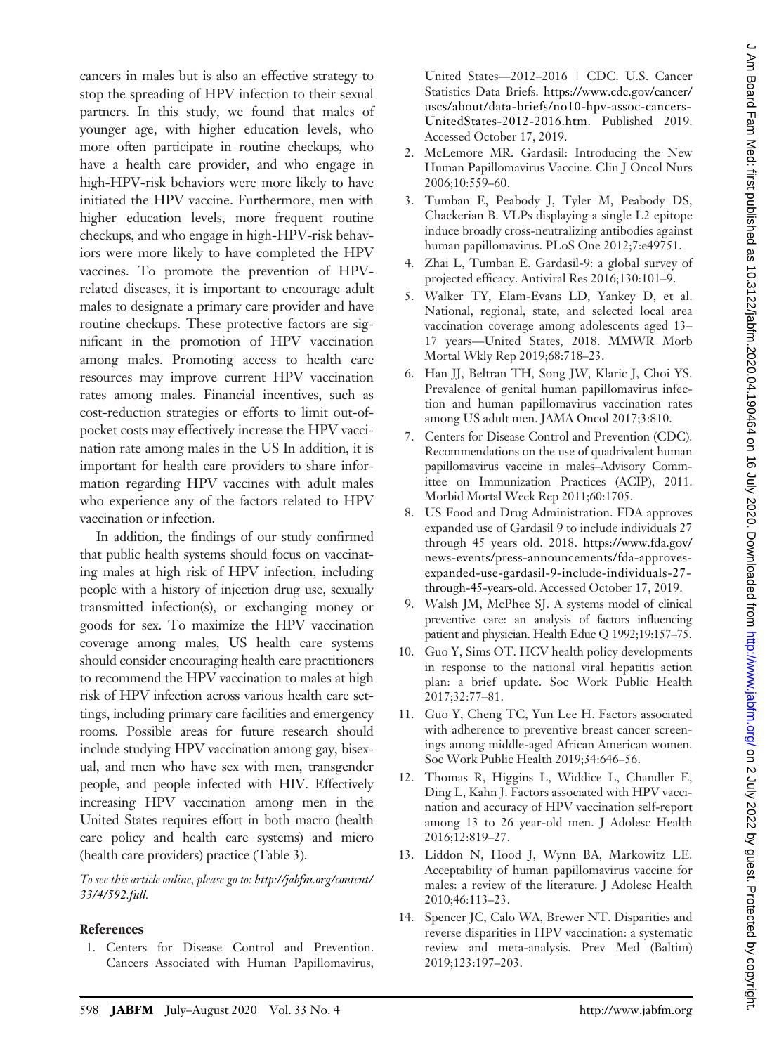cancers in males but is also an effective strategy to stop the spreading of HPV infection to their sexual partners. In this study, we found that males of younger age, with higher education levels, who more often participate in routine checkups, who have a health care provider, and who engage in high-HPV-risk behaviors were more likely to have initiated the HPV vaccine. Furthermore, men with higher education levels, more frequent routine checkups, and who engage in high-HPV-risk behaviors were more likely to have completed the HPV vaccines. To promote the prevention of HPV-related diseases, it is important to encourage adult males to designate a primary care provider and have routine checkups. These protective factors are significant in the promotion of HPV vaccination among males. Promoting access to health care resources may improve current HPV vaccination rates among males. Financial incentives, such as cost-reduction strategies or efforts to limit out-of-pocket costs may effectively increase the HPV vaccination rate among males in the US In addition, it is important for health care providers to share information regarding HPV vaccines with adult males who experience any of the factors related to HPV vaccination or infection.

In addition, the findings of our study confirmed that public health systems should focus on vaccinating males at high risk of HPV infection, including people with a history of injection drug use, sexually transmitted infection(s), or exchanging money or goods for sex. To maximize the HPV vaccination coverage among males, US health care systems should consider encouraging health care practitioners to recommend the HPV vaccination to males at high risk of HPV infection across various health care settings, including primary care facilities and emergency rooms. Possible areas for future research should include studying HPV vaccination among gay, bisexual, and men who have sex with men, transgender people, and people infected with HIV. Effectively increasing HPV vaccination among men in the United States requires effort in both macro (health care policy and health care systems) and micro (health care providers) practice (Table 3).

*To see this article online, please go to: http://jabfm.org/content/33/4/592.full.*

## References

1. Centers for Disease Control and Prevention. Cancers Associated with Human Papillomavirus, United States—2012–2016 | CDC. U.S. Cancer Statistics Data Briefs. https://www.cdc.gov/cancer/uscs/about/data-briefs/no10-hpv-assoc-cancers-UnitedStates-2012-2016.htm. Published 2019. Accessed October 17, 2019.
2. McLemore MR. Gardasil: Introducing the New Human Papillomavirus Vaccine. Clin J Oncol Nurs 2006;10:559–60.
3. Tumban E, Peabody J, Tyler M, Peabody DS, Chackerian B. VLPs displaying a single L2 epitope induce broadly cross-neutralizing antibodies against human papillomavirus. PLoS One 2012;7:e49751.
4. Zhai L, Tumban E. Gardasil-9: a global survey of projected efficacy. Antiviral Res 2016;130:101–9.
5. Walker TY, Elam-Evans LD, Yankey D, et al. National, regional, state, and selected local area vaccination coverage among adolescents aged 13–17 years—United States, 2018. MMWR Morb Mortal Wkly Rep 2019;68:718–23.
6. Han JJ, Beltran TH, Song JW, Klaric J, Choi YS. Prevalence of genital human papillomavirus infection and human papillomavirus vaccination rates among US adult men. JAMA Oncol 2017;3:810.
7. Centers for Disease Control and Prevention (CDC). Recommendations on the use of quadrivalent human papillomavirus vaccine in males–Advisory Committee on Immunization Practices (ACIP), 2011. Morbid Mortal Week Rep 2011;60:1705.
8. US Food and Drug Administration. FDA approves expanded use of Gardasil 9 to include individuals 27 through 45 years old. 2018. https://www.fda.gov/news-events/press-announcements/fda-approves-expanded-use-gardasil-9-include-individuals-27-through-45-years-old. Accessed October 17, 2019.
9. Walsh JM, McPhee SJ. A systems model of clinical preventive care: an analysis of factors influencing patient and physician. Health Educ Q 1992;19:157–75.
10. Guo Y, Sims OT. HCV health policy developments in response to the national viral hepatitis action plan: a brief update. Soc Work Public Health 2017;32:77–81.
11. Guo Y, Cheng TC, Yun Lee H. Factors associated with adherence to preventive breast cancer screenings among middle-aged African American women. Soc Work Public Health 2019;34:646–56.
12. Thomas R, Higgins L, Widdice L, Chandler E, Ding L, Kahn J. Factors associated with HPV vaccination and accuracy of HPV vaccination self-report among 13 to 26 year-old men. J Adolesc Health 2016;12:819–27.
13. Liddon N, Hood J, Wynn BA, Markowitz LE. Acceptability of human papillomavirus vaccine for males: a review of the literature. J Adolesc Health 2010;46:113–23.
14. Spencer JC, Calo WA, Brewer NT. Disparities and reverse disparities in HPV vaccination: a systematic review and meta-analysis. Prev Med (Baltim) 2019;123:197–203.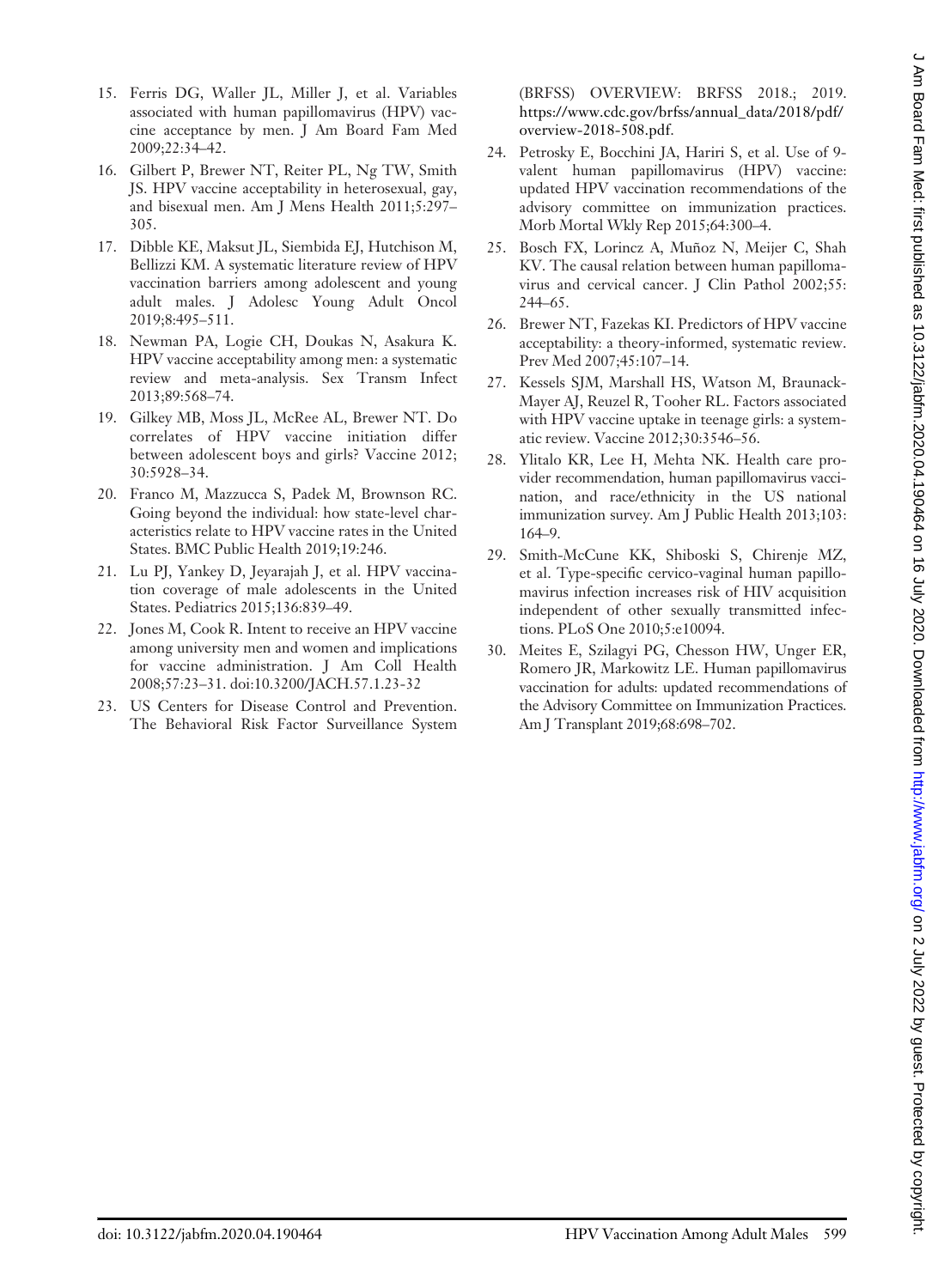15. Ferris DG, Waller JL, Miller J, et al. Variables associated with human papillomavirus (HPV) vaccine acceptance by men. J Am Board Fam Med 2009;22:34–42.
16. Gilbert P, Brewer NT, Reiter PL, Ng TW, Smith JS. HPV vaccine acceptability in heterosexual, gay, and bisexual men. Am J Mens Health 2011;5:297–305.
17. Dibble KE, Maksut JL, Siembida EJ, Hutchison M, Bellizzi KM. A systematic literature review of HPV vaccination barriers among adolescent and young adult males. J Adolesc Young Adult Oncol 2019;8:495–511.
18. Newman PA, Logie CH, Doukas N, Asakura K. HPV vaccine acceptability among men: a systematic review and meta-analysis. Sex Transm Infect 2013;89:568–74.
19. Gilkey MB, Moss JL, McRee AL, Brewer NT. Do correlates of HPV vaccine initiation differ between adolescent boys and girls? Vaccine 2012; 30:5928–34.
20. Franco M, Mazzucca S, Padek M, Brownson RC. Going beyond the individual: how state-level characteristics relate to HPV vaccine rates in the United States. BMC Public Health 2019;19:246.
21. Lu PJ, Yankey D, Jeyarajah J, et al. HPV vaccination coverage of male adolescents in the United States. Pediatrics 2015;136:839–49.
22. Jones M, Cook R. Intent to receive an HPV vaccine among university men and women and implications for vaccine administration. J Am Coll Health 2008;57:23–31. doi:10.3200/JACH.57.1.23-32
23. US Centers for Disease Control and Prevention. The Behavioral Risk Factor Surveillance System (BRFSS) OVERVIEW: BRFSS 2018.; 2019. https://www.cdc.gov/brfss/annual_data/2018/pdf/overview-2018-508.pdf.
24. Petrosky E, Bocchini JA, Hariri S, et al. Use of 9-valent human papillomavirus (HPV) vaccine: updated HPV vaccination recommendations of the advisory committee on immunization practices. Morb Mortal Wkly Rep 2015;64:300–4.
25. Bosch FX, Lorincz A, Muñoz N, Meijer C, Shah KV. The causal relation between human papillomavirus and cervical cancer. J Clin Pathol 2002;55: 244–65.
26. Brewer NT, Fazekas KI. Predictors of HPV vaccine acceptability: a theory-informed, systematic review. Prev Med 2007;45:107–14.
27. Kessels SJM, Marshall HS, Watson M, Braunack-Mayer AJ, Reuzel R, Tooher RL. Factors associated with HPV vaccine uptake in teenage girls: a systematic review. Vaccine 2012;30:3546–56.
28. Ylitalo KR, Lee H, Mehta NK. Health care provider recommendation, human papillomavirus vaccination, and race/ethnicity in the US national immunization survey. Am J Public Health 2013;103: 164–9.
29. Smith-McCune KK, Shiboski S, Chirenje MZ, et al. Type-specific cervico-vaginal human papillomavirus infection increases risk of HIV acquisition independent of other sexually transmitted infections. PLoS One 2010;5:e10094.
30. Meites E, Szilagyi PG, Chesson HW, Unger ER, Romero JR, Markowitz LE. Human papillomavirus vaccination for adults: updated recommendations of the Advisory Committee on Immunization Practices. Am J Transplant 2019;68:698–702.